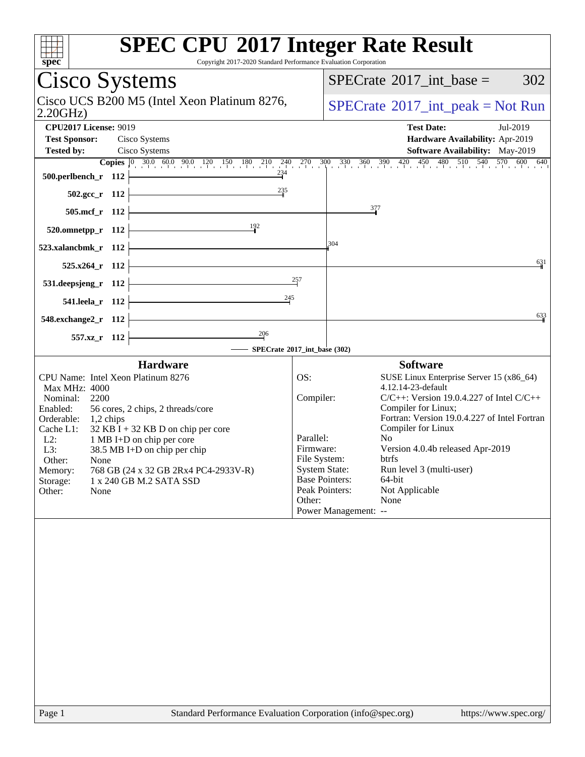# SPEC CPU 2017 Integer Rate Result

Copyright 2017-2020 Standard Performance Evaluation Corporation

## Cisco Systems

Cisco UCS B200 M5 (Intel Xeon Platinum 8276, 2.20GHz)

SPECrate 2017_int_base = 302

SPECrate 2017_int_peak = Not Run

**CPU2017 License:** 9019
**Test Sponsor:** Cisco Systems
**Tested by:** Cisco Systems

**Test Date:** Jul-2019
**Hardware Availability:** Apr-2019
**Software Availability:** May-2019

| Benchmark | Copies | Base Ratio |
|---|---|---|
| 500.perlbench_r | 112 | 234 |
| 502.gcc_r | 112 | 235 |
| 505.mcf_r | 112 | 377 |
| 520.omnetpp_r | 112 | 192 |
| 523.xalancbmk_r | 112 | 304 |
| 525.x264_r | 112 | 631 |
| 531.deepsjeng_r | 112 | 257 |
| 541.leela_r | 112 | 245 |
| 548.exchange2_r | 112 | 633 |
| 557.xz_r | 112 | 206 |

SPECrate 2017_int_base (302)

### Hardware

- CPU Name: Intel Xeon Platinum 8276
- Max MHz: 4000
- Nominal: 2200
- Enabled: 56 cores, 2 chips, 2 threads/core
- Orderable: 1,2 chips
- Cache L1: 32 KB I + 32 KB D on chip per core
- L2: 1 MB I+D on chip per core
- L3: 38.5 MB I+D on chip per chip
- Other: None
- Memory: 768 GB (24 x 32 GB 2Rx4 PC4-2933V-R)
- Storage: 1 x 240 GB M.2 SATA SSD
- Other: None

### Software

- OS: SUSE Linux Enterprise Server 15 (x86_64) 4.12.14-23-default
- Compiler: C/C++: Version 19.0.4.227 of Intel C/C++ Compiler for Linux; Fortran: Version 19.0.4.227 of Intel Fortran Compiler for Linux
- Parallel: No
- Firmware: Version 4.0.4b released Apr-2019
- File System: btrfs
- System State: Run level 3 (multi-user)
- Base Pointers: 64-bit
- Peak Pointers: Not Applicable
- Other: None
- Power Management: --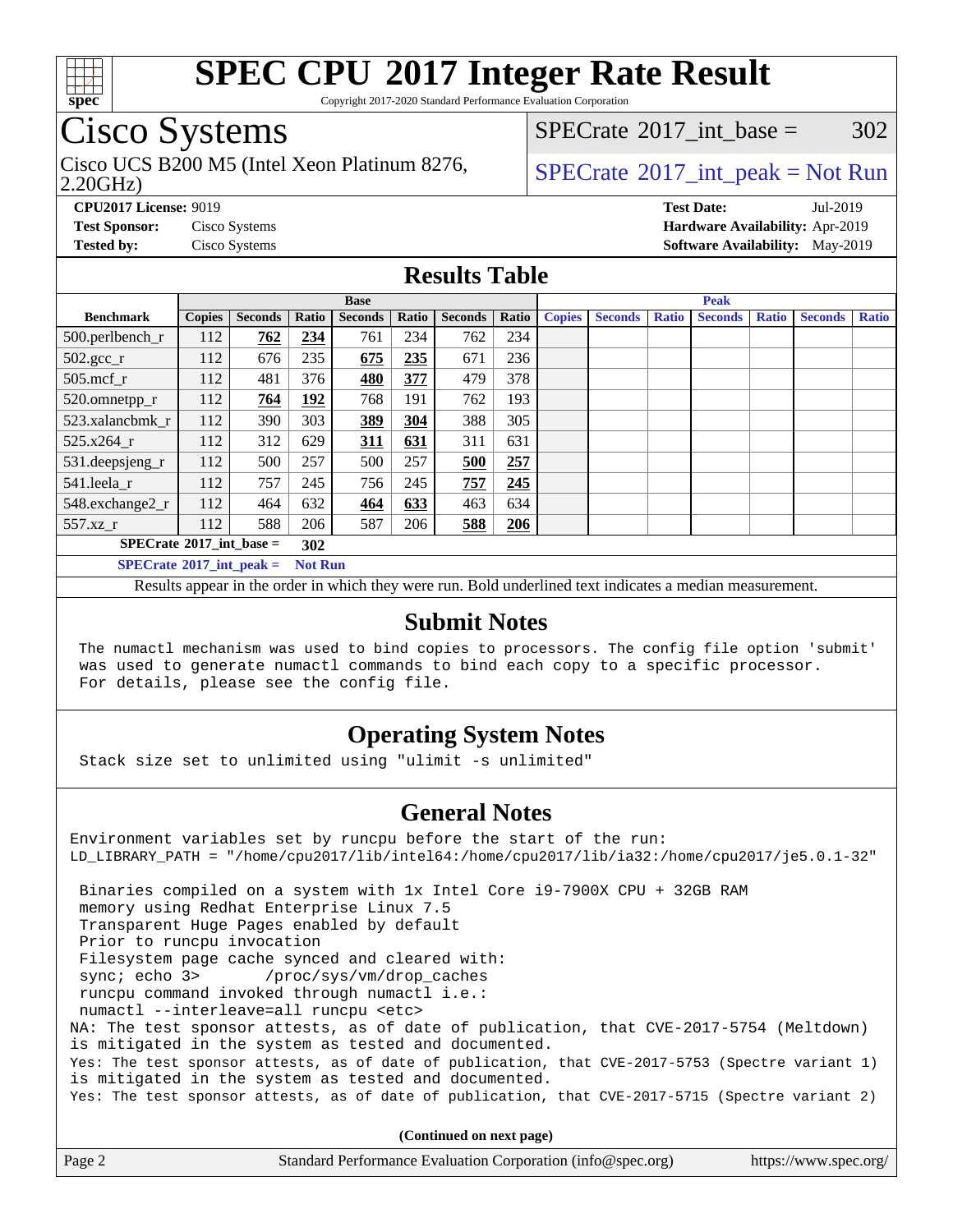# SPEC CPU 2017 Integer Rate Result

Copyright 2017-2020 Standard Performance Evaluation Corporation

## Cisco Systems

Cisco UCS B200 M5 (Intel Xeon Platinum 8276, 2.20GHz)

SPECrate 2017_int_base = 302

SPECrate 2017_int_peak = Not Run

**CPU2017 License:** 9019
**Test Sponsor:** Cisco Systems
**Tested by:** Cisco Systems

**Test Date:** Jul-2019
**Hardware Availability:** Apr-2019
**Software Availability:** May-2019

## Results Table

| Benchmark | Base | | | | | | | Peak | | | | | | |
|---|---|---|---|---|---|---|---|---|---|---|---|---|---|---|
| | Copies | Seconds | Ratio | Seconds | Ratio | Seconds | Ratio | Copies | Seconds | Ratio | Seconds | Ratio | Seconds | Ratio |
| 500.perlbench_r | 112 | **762** | **234** | 761 | 234 | 762 | 234 | | | | | | | |
| 502.gcc_r | 112 | 676 | 235 | **675** | **235** | 671 | 236 | | | | | | | |
| 505.mcf_r | 112 | 481 | 376 | **480** | **377** | 479 | 378 | | | | | | | |
| 520.omnetpp_r | 112 | **764** | **192** | 768 | 191 | 762 | 193 | | | | | | | |
| 523.xalancbmk_r | 112 | 390 | 303 | **389** | **304** | 388 | 305 | | | | | | | |
| 525.x264_r | 112 | 312 | 629 | **311** | **631** | 311 | 631 | | | | | | | |
| 531.deepsjeng_r | 112 | 500 | 257 | 500 | 257 | **500** | **257** | | | | | | | |
| 541.leela_r | 112 | 757 | 245 | 756 | 245 | **757** | **245** | | | | | | | |
| 548.exchange2_r | 112 | 464 | 632 | **464** | **633** | 463 | 634 | | | | | | | |
| 557.xz_r | 112 | 588 | 206 | 587 | 206 | **588** | **206** | | | | | | | |

**SPECrate 2017_int_base = 302**

**SPECrate 2017_int_peak = Not Run**

Results appear in the order in which they were run. Bold underlined text indicates a median measurement.

## Submit Notes

```
The numactl mechanism was used to bind copies to processors. The config file option 'submit'
was used to generate numactl commands to bind each copy to a specific processor.
For details, please see the config file.
```

## Operating System Notes

```
Stack size set to unlimited using "ulimit -s unlimited"
```

## General Notes

```
Environment variables set by runcpu before the start of the run:
LD_LIBRARY_PATH = "/home/cpu2017/lib/intel64:/home/cpu2017/lib/ia32:/home/cpu2017/je5.0.1-32"

 Binaries compiled on a system with 1x Intel Core i9-7900X CPU + 32GB RAM
 memory using Redhat Enterprise Linux 7.5
 Transparent Huge Pages enabled by default
 Prior to runcpu invocation
 Filesystem page cache synced and cleared with:
 sync; echo 3>       /proc/sys/vm/drop_caches
 runcpu command invoked through numactl i.e.:
 numactl --interleave=all runcpu <etc>
NA: The test sponsor attests, as of date of publication, that CVE-2017-5754 (Meltdown)
is mitigated in the system as tested and documented.
Yes: The test sponsor attests, as of date of publication, that CVE-2017-5753 (Spectre variant 1)
is mitigated in the system as tested and documented.
Yes: The test sponsor attests, as of date of publication, that CVE-2017-5715 (Spectre variant 2)
```

(Continued on next page)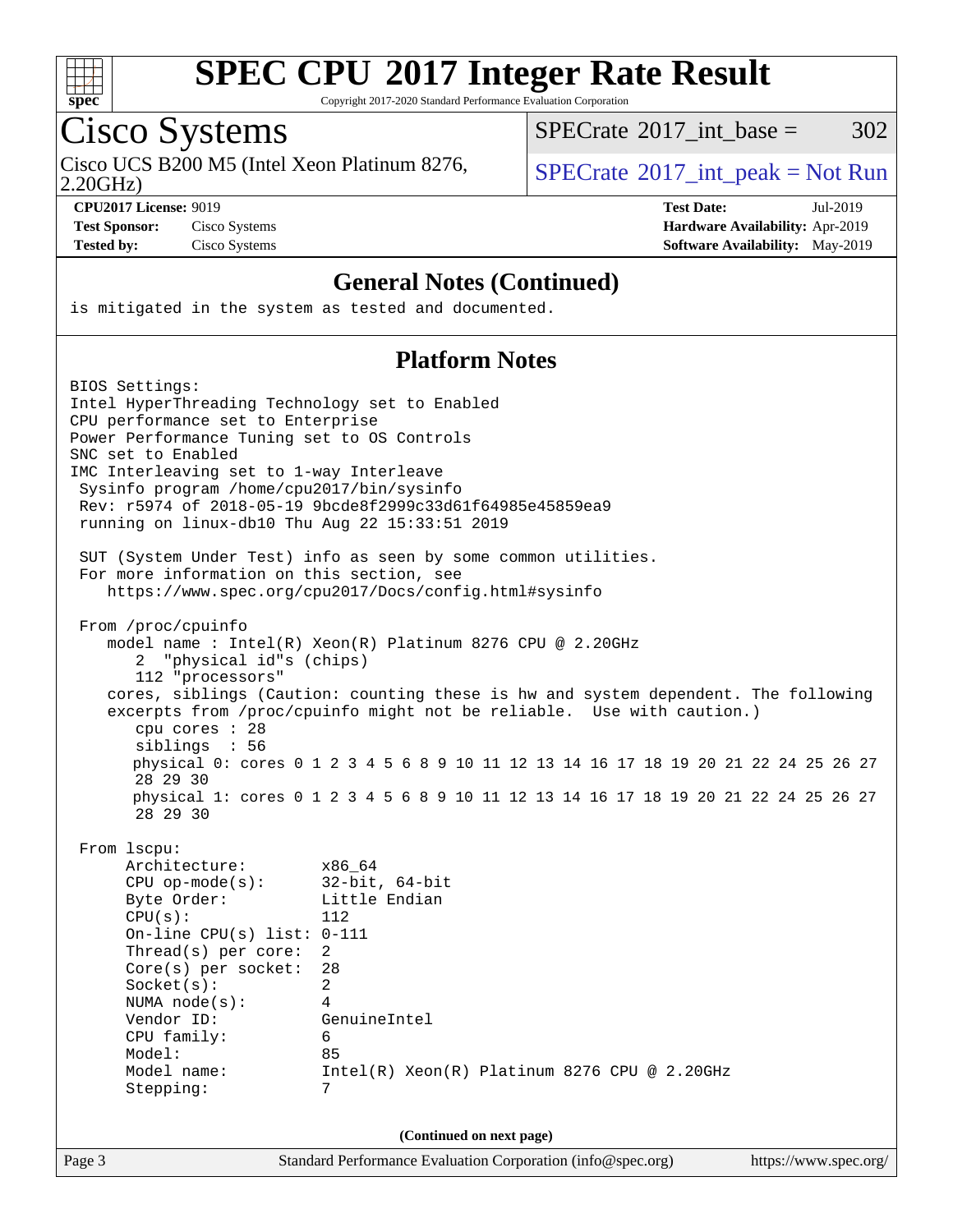# SPEC CPU 2017 Integer Rate Result

Copyright 2017-2020 Standard Performance Evaluation Corporation

## Cisco Systems

Cisco UCS B200 M5 (Intel Xeon Platinum 8276, 2.20GHz)

SPECrate 2017_int_base = 302

SPECrate 2017_int_peak = Not Run

**CPU2017 License:** 9019
**Test Sponsor:** Cisco Systems
**Tested by:** Cisco Systems

**Test Date:** Jul-2019
**Hardware Availability:** Apr-2019
**Software Availability:** May-2019

### General Notes (Continued)

```
is mitigated in the system as tested and documented.
```

### Platform Notes

```
BIOS Settings:
Intel HyperThreading Technology set to Enabled
CPU performance set to Enterprise
Power Performance Tuning set to OS Controls
SNC set to Enabled
IMC Interleaving set to 1-way Interleave
 Sysinfo program /home/cpu2017/bin/sysinfo
 Rev: r5974 of 2018-05-19 9bcde8f2999c33d61f64985e45859ea9
 running on linux-db10 Thu Aug 22 15:33:51 2019

 SUT (System Under Test) info as seen by some common utilities.
 For more information on this section, see
    https://www.spec.org/cpu2017/Docs/config.html#sysinfo

 From /proc/cpuinfo
    model name : Intel(R) Xeon(R) Platinum 8276 CPU @ 2.20GHz
       2  "physical id"s (chips)
       112 "processors"
    cores, siblings (Caution: counting these is hw and system dependent. The following
    excerpts from /proc/cpuinfo might not be reliable.  Use with caution.)
       cpu cores : 28
       siblings  : 56
       physical 0: cores 0 1 2 3 4 5 6 8 9 10 11 12 13 14 16 17 18 19 20 21 22 24 25 26 27
       28 29 30
       physical 1: cores 0 1 2 3 4 5 6 8 9 10 11 12 13 14 16 17 18 19 20 21 22 24 25 26 27
       28 29 30

 From lscpu:
      Architecture:          x86_64
      CPU op-mode(s):        32-bit, 64-bit
      Byte Order:            Little Endian
      CPU(s):                112
      On-line CPU(s) list:   0-111
      Thread(s) per core:    2
      Core(s) per socket:    28
      Socket(s):             2
      NUMA node(s):          4
      Vendor ID:             GenuineIntel
      CPU family:            6
      Model:                 85
      Model name:            Intel(R) Xeon(R) Platinum 8276 CPU @ 2.20GHz
      Stepping:              7
```

**(Continued on next page)**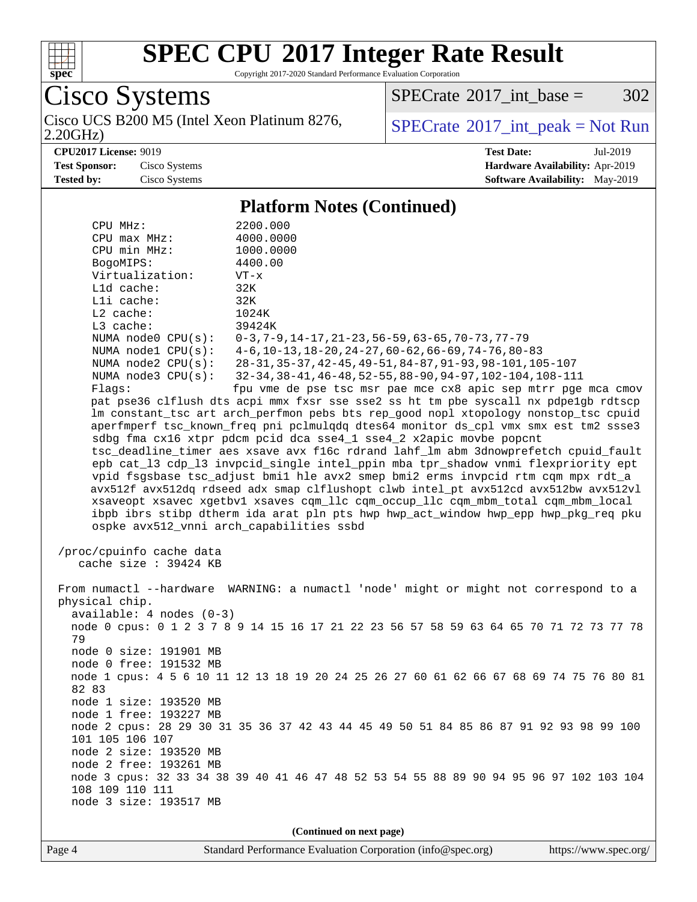## Platform Notes (Continued)

```
    CPU MHz:               2200.000
    CPU max MHz:           4000.0000
    CPU min MHz:           1000.0000
    BogoMIPS:              4400.00
    Virtualization:        VT-x
    L1d cache:             32K
    L1i cache:             32K
    L2 cache:              1024K
    L3 cache:              39424K
    NUMA node0 CPU(s):     0-3,7-9,14-17,21-23,56-59,63-65,70-73,77-79
    NUMA node1 CPU(s):     4-6,10-13,18-20,24-27,60-62,66-69,74-76,80-83
    NUMA node2 CPU(s):     28-31,35-37,42-45,49-51,84-87,91-93,98-101,105-107
    NUMA node3 CPU(s):     32-34,38-41,46-48,52-55,88-90,94-97,102-104,108-111
    Flags:                 fpu vme de pse tsc msr pae mce cx8 apic sep mtrr pge mca cmov
    pat pse36 clflush dts acpi mmx fxsr sse sse2 ss ht tm pbe syscall nx pdpe1gb rdtscp
    lm constant_tsc art arch_perfmon pebs bts rep_good nopl xtopology nonstop_tsc cpuid
    aperfmperf tsc_known_freq pni pclmulqdq dtes64 monitor ds_cpl vmx smx est tm2 ssse3
    sdbg fma cx16 xtpr pdcm pcid dca sse4_1 sse4_2 x2apic movbe popcnt
    tsc_deadline_timer aes xsave avx f16c rdrand lahf_lm abm 3dnowprefetch cpuid_fault
    epb cat_l3 cdp_l3 invpcid_single intel_ppin mba tpr_shadow vnmi flexpriority ept
    vpid fsgsbase tsc_adjust bmi1 hle avx2 smep bmi2 erms invpcid rtm cqm mpx rdt_a
    avx512f avx512dq rdseed adx smap clflushopt clwb intel_pt avx512cd avx512bw avx512vl
    xsaveopt xsavec xgetbv1 xsaves cqm_llc cqm_occup_llc cqm_mbm_total cqm_mbm_local
    ibpb ibrs stibp dtherm ida arat pln pts hwp hwp_act_window hwp_epp hwp_pkg_req pku
    ospke avx512_vnni arch_capabilities ssbd

 /proc/cpuinfo cache data
    cache size : 39424 KB

 From numactl --hardware  WARNING: a numactl 'node' might or might not correspond to a
 physical chip.
   available: 4 nodes (0-3)
   node 0 cpus: 0 1 2 3 7 8 9 14 15 16 17 21 22 23 56 57 58 59 63 64 65 70 71 72 73 77 78
   79
   node 0 size: 191901 MB
   node 0 free: 191532 MB
   node 1 cpus: 4 5 6 10 11 12 13 18 19 20 24 25 26 27 60 61 62 66 67 68 69 74 75 76 80 81
   82 83
   node 1 size: 193520 MB
   node 1 free: 193227 MB
   node 2 cpus: 28 29 30 31 35 36 37 42 43 44 45 49 50 51 84 85 86 87 91 92 93 98 99 100
   101 105 106 107
   node 2 size: 193520 MB
   node 2 free: 193261 MB
   node 3 cpus: 32 33 34 38 39 40 41 46 47 48 52 53 54 55 88 89 90 94 95 96 97 102 103 104
   108 109 110 111
   node 3 size: 193517 MB
```

(Continued on next page)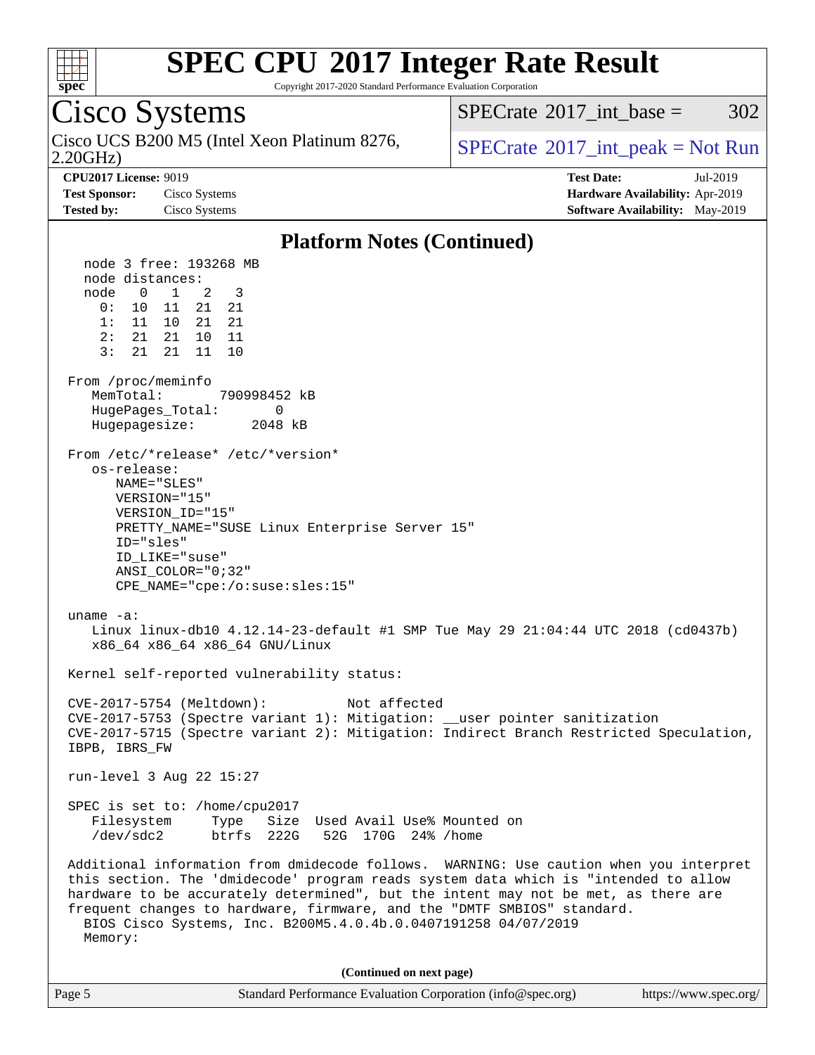## Platform Notes (Continued)

```
  node 3 free: 193268 MB
  node distances:
  node   0   1   2   3
    0:  10  11  21  21
    1:  11  10  21  21
    2:  21  21  10  11
    3:  21  21  11  10

From /proc/meminfo
   MemTotal:       790998452 kB
   HugePages_Total:       0
   Hugepagesize:       2048 kB

From /etc/*release* /etc/*version*
   os-release:
      NAME="SLES"
      VERSION="15"
      VERSION_ID="15"
      PRETTY_NAME="SUSE Linux Enterprise Server 15"
      ID="sles"
      ID_LIKE="suse"
      ANSI_COLOR="0;32"
      CPE_NAME="cpe:/o:suse:sles:15"

uname -a:
   Linux linux-db10 4.12.14-23-default #1 SMP Tue May 29 21:04:44 UTC 2018 (cd0437b)
   x86_64 x86_64 x86_64 GNU/Linux

Kernel self-reported vulnerability status:

CVE-2017-5754 (Meltdown):          Not affected
CVE-2017-5753 (Spectre variant 1): Mitigation: __user pointer sanitization
CVE-2017-5715 (Spectre variant 2): Mitigation: Indirect Branch Restricted Speculation,
IBPB, IBRS_FW

run-level 3 Aug 22 15:27

SPEC is set to: /home/cpu2017
   Filesystem     Type   Size  Used Avail Use% Mounted on
   /dev/sdc2      btrfs  222G   52G  170G  24% /home

Additional information from dmidecode follows.  WARNING: Use caution when you interpret
this section. The 'dmidecode' program reads system data which is "intended to allow
hardware to be accurately determined", but the intent may not be met, as there are
frequent changes to hardware, firmware, and the "DMTF SMBIOS" standard.
  BIOS Cisco Systems, Inc. B200M5.4.0.4b.0.0407191258 04/07/2019
  Memory:
```

(Continued on next page)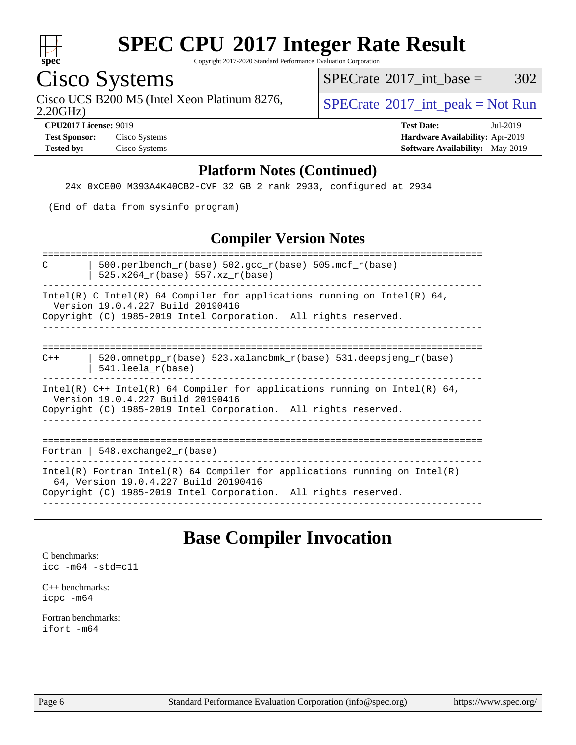## Platform Notes (Continued)

```
   24x 0xCE00 M393A4K40CB2-CVF 32 GB 2 rank 2933, configured at 2934

 (End of data from sysinfo program)
```

## Compiler Version Notes

```
==============================================================================
C       | 500.perlbench_r(base) 502.gcc_r(base) 505.mcf_r(base)
        | 525.x264_r(base) 557.xz_r(base)
------------------------------------------------------------------------------
Intel(R) C Intel(R) 64 Compiler for applications running on Intel(R) 64,
  Version 19.0.4.227 Build 20190416
Copyright (C) 1985-2019 Intel Corporation.  All rights reserved.
------------------------------------------------------------------------------

==============================================================================
C++     | 520.omnetpp_r(base) 523.xalancbmk_r(base) 531.deepsjeng_r(base)
        | 541.leela_r(base)
------------------------------------------------------------------------------
Intel(R) C++ Intel(R) 64 Compiler for applications running on Intel(R) 64,
  Version 19.0.4.227 Build 20190416
Copyright (C) 1985-2019 Intel Corporation.  All rights reserved.
------------------------------------------------------------------------------

==============================================================================
Fortran | 548.exchange2_r(base)
------------------------------------------------------------------------------
Intel(R) Fortran Intel(R) 64 Compiler for applications running on Intel(R)
  64, Version 19.0.4.227 Build 20190416
Copyright (C) 1985-2019 Intel Corporation.  All rights reserved.
------------------------------------------------------------------------------
```

# Base Compiler Invocation

C benchmarks:
`icc -m64 -std=c11`

C++ benchmarks:
`icpc -m64`

Fortran benchmarks:
`ifort -m64`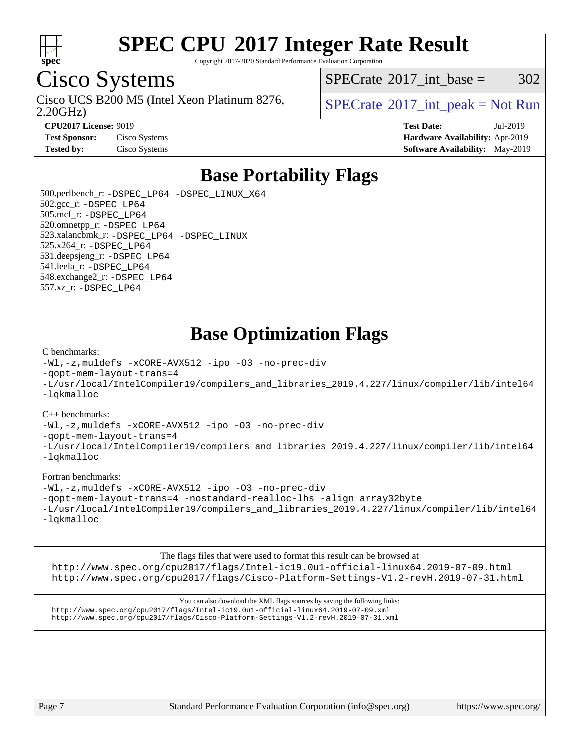# SPEC CPU 2017 Integer Rate Result

Copyright 2017-2020 Standard Performance Evaluation Corporation

## Cisco Systems

Cisco UCS B200 M5 (Intel Xeon Platinum 8276, 2.20GHz)

SPECrate 2017_int_base = 302

SPECrate 2017_int_peak = Not Run

**CPU2017 License:** 9019
**Test Sponsor:** Cisco Systems
**Tested by:** Cisco Systems

**Test Date:** Jul-2019
**Hardware Availability:** Apr-2019
**Software Availability:** May-2019

## Base Portability Flags

500.perlbench_r: -DSPEC_LP64 -DSPEC_LINUX_X64
502.gcc_r: -DSPEC_LP64
505.mcf_r: -DSPEC_LP64
520.omnetpp_r: -DSPEC_LP64
523.xalancbmk_r: -DSPEC_LP64 -DSPEC_LINUX
525.x264_r: -DSPEC_LP64
531.deepsjeng_r: -DSPEC_LP64
541.leela_r: -DSPEC_LP64
548.exchange2_r: -DSPEC_LP64
557.xz_r: -DSPEC_LP64

## Base Optimization Flags

C benchmarks:

```
-Wl,-z,muldefs -xCORE-AVX512 -ipo -O3 -no-prec-div
-qopt-mem-layout-trans=4
-L/usr/local/IntelCompiler19/compilers_and_libraries_2019.4.227/linux/compiler/lib/intel64
-lqkmalloc
```

C++ benchmarks:

```
-Wl,-z,muldefs -xCORE-AVX512 -ipo -O3 -no-prec-div
-qopt-mem-layout-trans=4
-L/usr/local/IntelCompiler19/compilers_and_libraries_2019.4.227/linux/compiler/lib/intel64
-lqkmalloc
```

Fortran benchmarks:

```
-Wl,-z,muldefs -xCORE-AVX512 -ipo -O3 -no-prec-div
-qopt-mem-layout-trans=4 -nostandard-realloc-lhs -align array32byte
-L/usr/local/IntelCompiler19/compilers_and_libraries_2019.4.227/linux/compiler/lib/intel64
-lqkmalloc
```

The flags files that were used to format this result can be browsed at
http://www.spec.org/cpu2017/flags/Intel-ic19.0u1-official-linux64.2019-07-09.html
http://www.spec.org/cpu2017/flags/Cisco-Platform-Settings-V1.2-revH.2019-07-31.html

You can also download the XML flags sources by saving the following links:
http://www.spec.org/cpu2017/flags/Intel-ic19.0u1-official-linux64.2019-07-09.xml
http://www.spec.org/cpu2017/flags/Cisco-Platform-Settings-V1.2-revH.2019-07-31.xml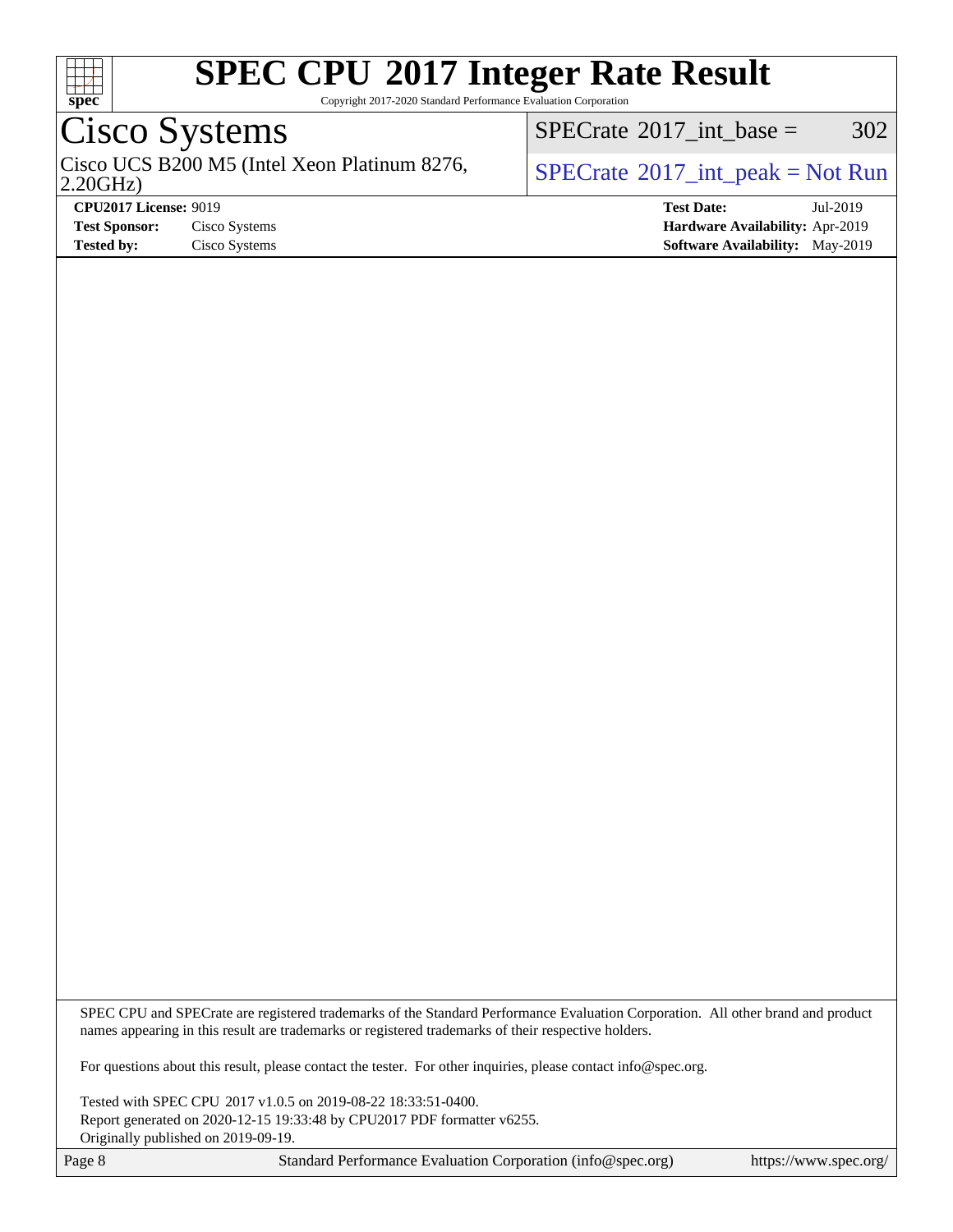SPEC CPU and SPECrate are registered trademarks of the Standard Performance Evaluation Corporation. All other brand and product names appearing in this result are trademarks or registered trademarks of their respective holders.

For questions about this result, please contact the tester. For other inquiries, please contact info@spec.org.

Tested with SPEC CPU 2017 v1.0.5 on 2019-08-22 18:33:51-0400.
Report generated on 2020-12-15 19:33:48 by CPU2017 PDF formatter v6255.
Originally published on 2019-09-19.